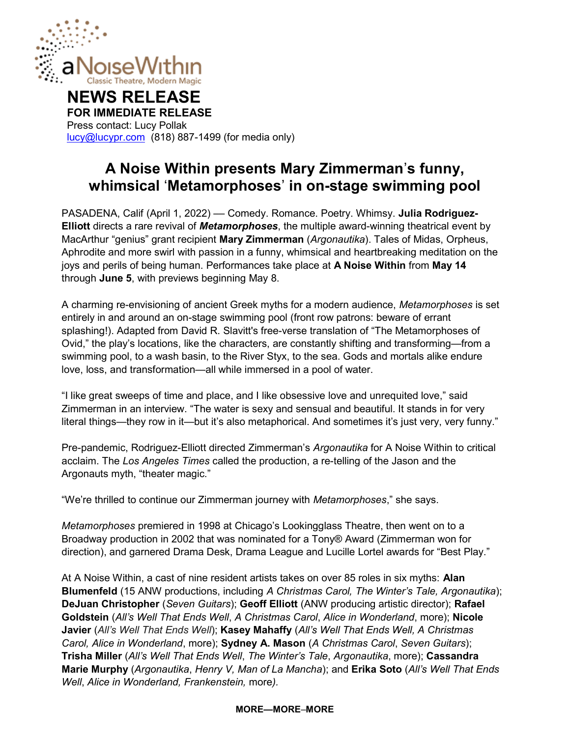aNoiseWithin
Classic Theatre, Modern Magic

# NEWS RELEASE

**FOR IMMEDIATE RELEASE**
Press contact: Lucy Pollak
lucy@lucypr.com (818) 887-1499 (for media only)

## A Noise Within presents Mary Zimmerman's funny, whimsical 'Metamorphoses' in on-stage swimming pool

PASADENA, Calif (April 1, 2022) — Comedy. Romance. Poetry. Whimsy. **Julia Rodriguez-Elliott** directs a rare revival of ***Metamorphoses***, the multiple award-winning theatrical event by MacArthur "genius" grant recipient **Mary Zimmerman** (*Argonautika*). Tales of Midas, Orpheus, Aphrodite and more swirl with passion in a funny, whimsical and heartbreaking meditation on the joys and perils of being human. Performances take place at **A Noise Within** from **May 14** through **June 5**, with previews beginning May 8.

A charming re-envisioning of ancient Greek myths for a modern audience, *Metamorphoses* is set entirely in and around an on-stage swimming pool (front row patrons: beware of errant splashing!). Adapted from David R. Slavitt's free-verse translation of "The Metamorphoses of Ovid," the play's locations, like the characters, are constantly shifting and transforming—from a swimming pool, to a wash basin, to the River Styx, to the sea. Gods and mortals alike endure love, loss, and transformation—all while immersed in a pool of water.

"I like great sweeps of time and place, and I like obsessive love and unrequited love," said Zimmerman in an interview. "The water is sexy and sensual and beautiful. It stands in for very literal things—they row in it—but it's also metaphorical. And sometimes it's just very, very funny."

Pre-pandemic, Rodriguez-Elliott directed Zimmerman's *Argonautika* for A Noise Within to critical acclaim. The *Los Angeles Times* called the production, a re-telling of the Jason and the Argonauts myth, "theater magic."

"We're thrilled to continue our Zimmerman journey with *Metamorphoses*," she says.

*Metamorphoses* premiered in 1998 at Chicago's Lookingglass Theatre, then went on to a Broadway production in 2002 that was nominated for a Tony® Award (Zimmerman won for direction), and garnered Drama Desk, Drama League and Lucille Lortel awards for "Best Play."

At A Noise Within, a cast of nine resident artists takes on over 85 roles in six myths: **Alan Blumenfeld** (15 ANW productions, including *A Christmas Carol, The Winter's Tale, Argonautika*); **DeJuan Christopher** (*Seven Guitars*); **Geoff Elliott** (ANW producing artistic director); **Rafael Goldstein** (*All's Well That Ends Well*, *A Christmas Carol*, *Alice in Wonderland*, more); **Nicole Javier** (*All's Well That Ends Well*); **Kasey Mahaffy** (*All's Well That Ends Well, A Christmas Carol, Alice in Wonderland*, more); **Sydney A. Mason** (*A Christmas Carol*, *Seven Guitars*); **Trisha Miller** (*All's Well That Ends Well*, *The Winter's Tale*, *Argonautika*, more); **Cassandra Marie Murphy** (*Argonautika*, *Henry V, Man of La Mancha*); and **Erika Soto** (*All's Well That Ends Well*, *Alice in Wonderland, Frankenstein,* more*).*

**MORE—MORE–MORE**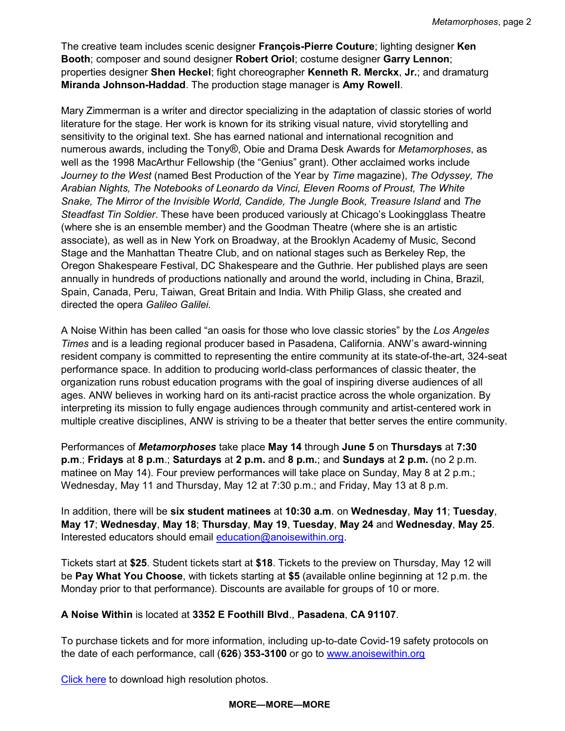The creative team includes scenic designer **François-Pierre Couture**; lighting designer **Ken Booth**; composer and sound designer **Robert Oriol**; costume designer **Garry Lennon**; properties designer **Shen Heckel**; fight choreographer **Kenneth R. Merckx, Jr.**; and dramaturg **Miranda Johnson-Haddad**. The production stage manager is **Amy Rowell**.

Mary Zimmerman is a writer and director specializing in the adaptation of classic stories of world literature for the stage. Her work is known for its striking visual nature, vivid storytelling and sensitivity to the original text. She has earned national and international recognition and numerous awards, including the Tony®, Obie and Drama Desk Awards for *Metamorphoses*, as well as the 1998 MacArthur Fellowship (the "Genius" grant). Other acclaimed works include *Journey to the West* (named Best Production of the Year by *Time* magazine), *The Odyssey, The Arabian Nights, The Notebooks of Leonardo da Vinci, Eleven Rooms of Proust, The White Snake, The Mirror of the Invisible World, Candide, The Jungle Book, Treasure Island* and *The Steadfast Tin Soldier*. These have been produced variously at Chicago's Lookingglass Theatre (where she is an ensemble member) and the Goodman Theatre (where she is an artistic associate), as well as in New York on Broadway, at the Brooklyn Academy of Music, Second Stage and the Manhattan Theatre Club, and on national stages such as Berkeley Rep, the Oregon Shakespeare Festival, DC Shakespeare and the Guthrie. Her published plays are seen annually in hundreds of productions nationally and around the world, including in China, Brazil, Spain, Canada, Peru, Taiwan, Great Britain and India. With Philip Glass, she created and directed the opera *Galileo Galilei*.

A Noise Within has been called "an oasis for those who love classic stories" by the *Los Angeles Times* and is a leading regional producer based in Pasadena, California. ANW's award-winning resident company is committed to representing the entire community at its state-of-the-art, 324-seat performance space. In addition to producing world-class performances of classic theater, the organization runs robust education programs with the goal of inspiring diverse audiences of all ages. ANW believes in working hard on its anti-racist practice across the whole organization. By interpreting its mission to fully engage audiences through community and artist-centered work in multiple creative disciplines, ANW is striving to be a theater that better serves the entire community.

Performances of ***Metamorphoses*** take place **May 14** through **June 5** on **Thursdays** at **7:30 p.m**.; **Fridays** at **8 p.m**.; **Saturdays** at **2 p.m.** and **8 p.m.**; and **Sundays** at **2 p.m.** (no 2 p.m. matinee on May 14). Four preview performances will take place on Sunday, May 8 at 2 p.m.; Wednesday, May 11 and Thursday, May 12 at 7:30 p.m.; and Friday, May 13 at 8 p.m.

In addition, there will be **six student matinees** at **10:30 a.m**. on **Wednesday**, **May 11**; **Tuesday**, **May 17**; **Wednesday**, **May 18**; **Thursday**, **May 19**, **Tuesday**, **May 24** and **Wednesday**, **May 25**. Interested educators should email education@anoisewithin.org.

Tickets start at **$25**. Student tickets start at **$18**. Tickets to the preview on Thursday, May 12 will be **Pay What You Choose**, with tickets starting at **$5** (available online beginning at 12 p.m. the Monday prior to that performance). Discounts are available for groups of 10 or more.

**A Noise Within** is located at **3352 E Foothill Blvd**., **Pasadena**, **CA 91107**.

To purchase tickets and for more information, including up-to-date Covid-19 safety protocols on the date of each performance, call (**626**) **353-3100** or go to www.anoisewithin.org

Click here to download high resolution photos.

**MORE—MORE—MORE**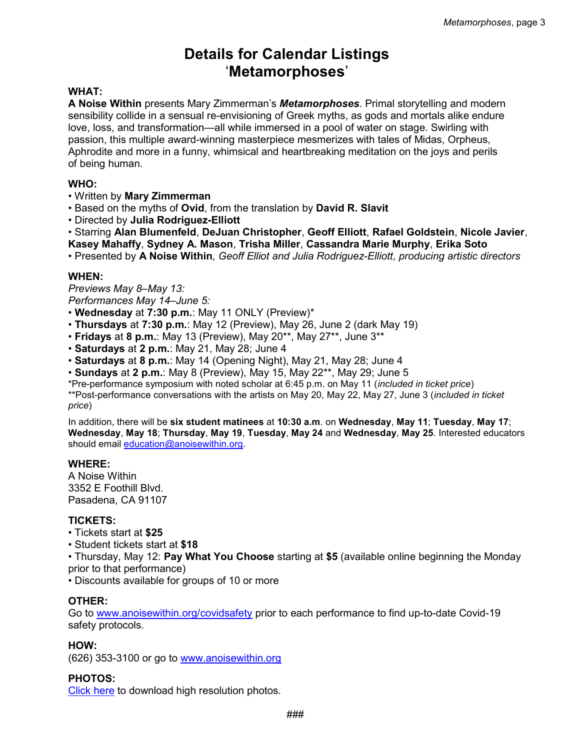# Details for Calendar Listings
# 'Metamorphoses'

**WHAT:**
**A Noise Within** presents Mary Zimmerman's ***Metamorphoses***. Primal storytelling and modern sensibility collide in a sensual re-envisioning of Greek myths, as gods and mortals alike endure love, loss, and transformation—all while immersed in a pool of water on stage. Swirling with passion, this multiple award-winning masterpiece mesmerizes with tales of Midas, Orpheus, Aphrodite and more in a funny, whimsical and heartbreaking meditation on the joys and perils of being human.

**WHO:**
• Written by **Mary Zimmerman**
• Based on the myths of **Ovid**, from the translation by **David R. Slavit**
• Directed by **Julia Rodriguez-Elliott**
• Starring **Alan Blumenfeld**, **DeJuan Christopher**, **Geoff Elliott**, **Rafael Goldstein**, **Nicole Javier**, **Kasey Mahaffy**, **Sydney A. Mason**, **Trisha Miller**, **Cassandra Marie Murphy**, **Erika Soto**
• Presented by **A Noise Within**, *Geoff Elliot and Julia Rodriguez-Elliott, producing artistic directors*

**WHEN:**
*Previews May 8–May 13:*
*Performances May 14–June 5:*
• **Wednesday** at **7:30 p.m.**: May 11 ONLY (Preview)*
• **Thursdays** at **7:30 p.m.**: May 12 (Preview), May 26, June 2 (dark May 19)
• **Fridays** at **8 p.m.**: May 13 (Preview), May 20**, May 27**, June 3**
• **Saturdays** at **2 p.m.**: May 21, May 28; June 4
• **Saturdays** at **8 p.m.**: May 14 (Opening Night), May 21, May 28; June 4
• **Sundays** at **2 p.m.**: May 8 (Preview), May 15, May 22**, May 29; June 5
*Pre-performance symposium with noted scholar at 6:45 p.m. on May 11 (*included in ticket price*)
**Post-performance conversations with the artists on May 20, May 22, May 27, June 3 (*included in ticket price*)

In addition, there will be **six student matinees** at **10:30 a.m**. on **Wednesday**, **May 11**; **Tuesday**, **May 17**; **Wednesday**, **May 18**; **Thursday**, **May 19**, **Tuesday**, **May 24** and **Wednesday**, **May 25**. Interested educators should email education@anoisewithin.org.

**WHERE:**
A Noise Within
3352 E Foothill Blvd.
Pasadena, CA 91107

**TICKETS:**
• Tickets start at **$25**
• Student tickets start at **$18**
• Thursday, May 12: **Pay What You Choose** starting at **$5** (available online beginning the Monday prior to that performance)
• Discounts available for groups of 10 or more

**OTHER:**
Go to www.anoisewithin.org/covidsafety prior to each performance to find up-to-date Covid-19 safety protocols.

**HOW:**
(626) 353-3100 or go to www.anoisewithin.org

**PHOTOS:**
Click here to download high resolution photos.

###